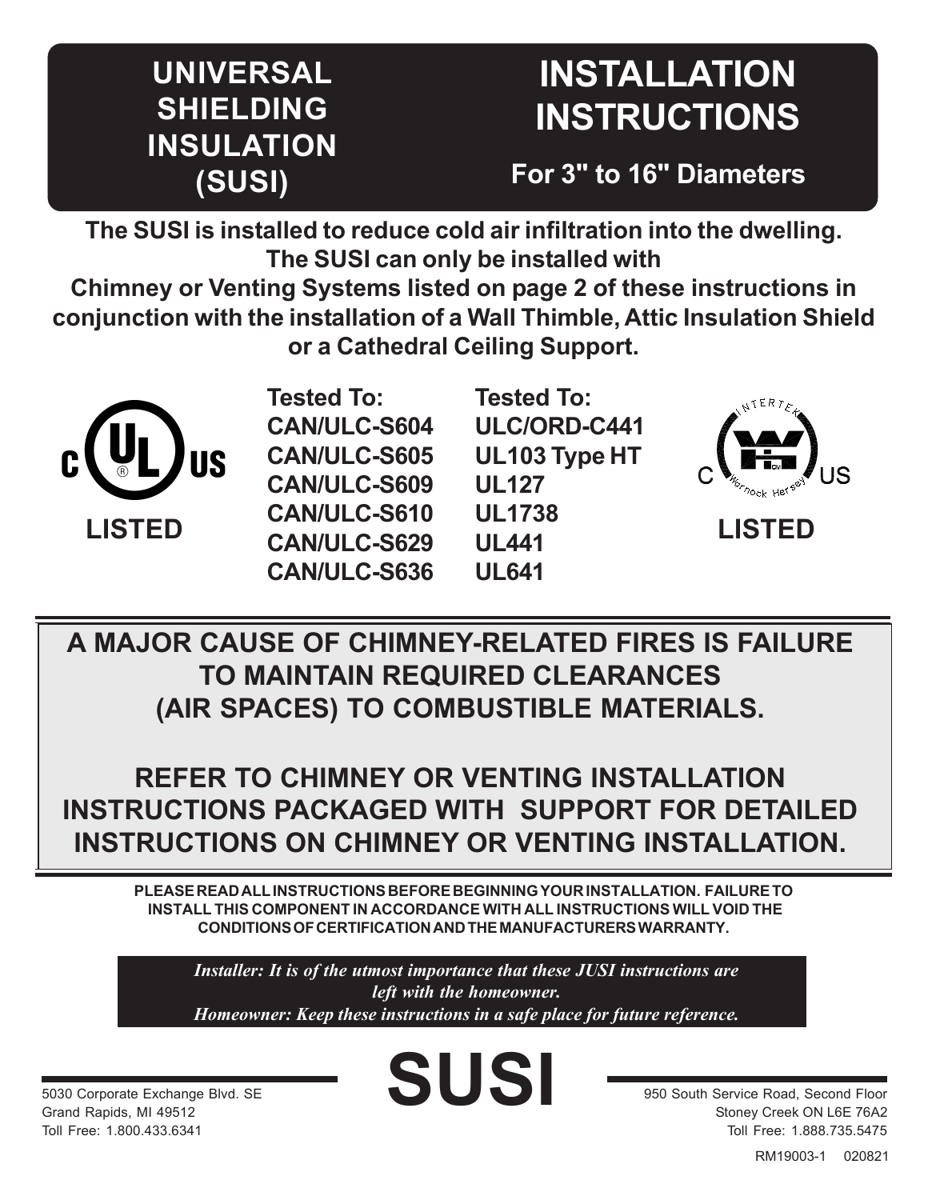# UNIVERSAL SHIELDING INSULATION (SUSI)

# INSTALLATION INSTRUCTIONS

## For 3" to 16" Diameters

**The SUSI is installed to reduce cold air infiltration into the dwelling. The SUSI can only be installed with Chimney or Venting Systems listed on page 2 of these instructions in conjunction with the installation of a Wall Thimble, Attic Insulation Shield or a Cathedral Ceiling Support.**

c UL US LISTED

| Tested To: | Tested To: |
|---|---|
| CAN/ULC-S604 | ULC/ORD-C441 |
| CAN/ULC-S605 | UL103 Type HT |
| CAN/ULC-S609 | UL127 |
| CAN/ULC-S610 | UL1738 |
| CAN/ULC-S629 | UL441 |
| CAN/ULC-S636 | UL641 |

Intertek Warnock Hersey C US LISTED

**A MAJOR CAUSE OF CHIMNEY-RELATED FIRES IS FAILURE TO MAINTAIN REQUIRED CLEARANCES (AIR SPACES) TO COMBUSTIBLE MATERIALS.**

**REFER TO CHIMNEY OR VENTING INSTALLATION INSTRUCTIONS PACKAGED WITH SUPPORT FOR DETAILED INSTRUCTIONS ON CHIMNEY OR VENTING INSTALLATION.**

**PLEASE READ ALL INSTRUCTIONS BEFORE BEGINNING YOUR INSTALLATION. FAILURE TO INSTALL THIS COMPONENT IN ACCORDANCE WITH ALL INSTRUCTIONS WILL VOID THE CONDITIONS OF CERTIFICATION AND THE MANUFACTURERS WARRANTY.**

***Installer: It is of the utmost importance that these JUSI instructions are left with the homeowner.***
***Homeowner: Keep these instructions in a safe place for future reference.***

# SUSI

5030 Corporate Exchange Blvd. SE
Grand Rapids, MI 49512
Toll Free: 1.800.433.6341

950 South Service Road, Second Floor
Stoney Creek ON L6E 76A2
Toll Free: 1.888.735.5475

RM19003-1 020821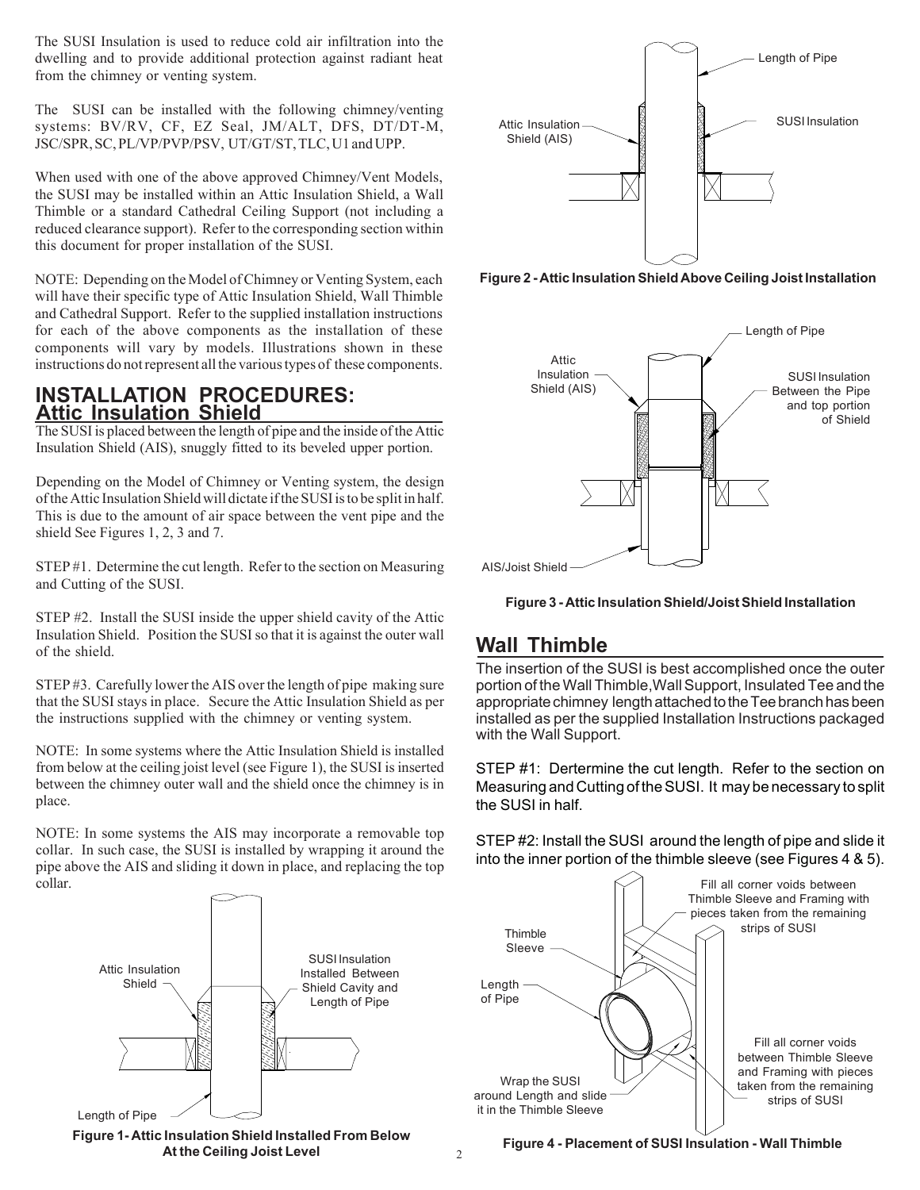The SUSI Insulation is used to reduce cold air infiltration into the dwelling and to provide additional protection against radiant heat from the chimney or venting system.

The SUSI can be installed with the following chimney/venting systems: BV/RV, CF, EZ Seal, JM/ALT, DFS, DT/DT-M, JSC/SPR, SC, PL/VP/PVP/PSV, UT/GT/ST, TLC, U1 and UPP.

When used with one of the above approved Chimney/Vent Models, the SUSI may be installed within an Attic Insulation Shield, a Wall Thimble or a standard Cathedral Ceiling Support (not including a reduced clearance support). Refer to the corresponding section within this document for proper installation of the SUSI.

NOTE: Depending on the Model of Chimney or Venting System, each will have their specific type of Attic Insulation Shield, Wall Thimble and Cathedral Support. Refer to the supplied installation instructions for each of the above components as the installation of these components will vary by models. Illustrations shown in these instructions do not represent all the various types of these components.

## INSTALLATION PROCEDURES:

## Attic Insulation Shield

The SUSI is placed between the length of pipe and the inside of the Attic Insulation Shield (AIS), snuggly fitted to its beveled upper portion.

Depending on the Model of Chimney or Venting system, the design of the Attic Insulation Shield will dictate if the SUSI is to be split in half. This is due to the amount of air space between the vent pipe and the shield See Figures 1, 2, 3 and 7.

STEP #1. Determine the cut length. Refer to the section on Measuring and Cutting of the SUSI.

STEP #2. Install the SUSI inside the upper shield cavity of the Attic Insulation Shield. Position the SUSI so that it is against the outer wall of the shield.

STEP #3. Carefully lower the AIS over the length of pipe making sure that the SUSI stays in place. Secure the Attic Insulation Shield as per the instructions supplied with the chimney or venting system.

NOTE: In some systems where the Attic Insulation Shield is installed from below at the ceiling joist level (see Figure 1), the SUSI is inserted between the chimney outer wall and the shield once the chimney is in place.

NOTE: In some systems the AIS may incorporate a removable top collar. In such case, the SUSI is installed by wrapping it around the pipe above the AIS and sliding it down in place, and replacing the top collar.

Attic Insulation Shield — SUSI Insulation Installed Between Shield Cavity and Length of Pipe — Length of Pipe

**Figure 1- Attic Insulation Shield Installed From Below At the Ceiling Joist Level**

Length of Pipe — SUSI Insulation — Attic Insulation Shield (AIS)

**Figure 2 - Attic Insulation Shield Above Ceiling Joist Installation**

Length of Pipe — Attic Insulation Shield (AIS) — SUSI Insulation Between the Pipe and top portion of Shield — AIS/Joist Shield

**Figure 3 - Attic Insulation Shield/Joist Shield Installation**

## Wall Thimble

The insertion of the SUSI is best accomplished once the outer portion of the Wall Thimble, Wall Support, Insulated Tee and the appropriate chimney length attached to the Tee branch has been installed as per the supplied Installation Instructions packaged with the Wall Support.

STEP #1: Dertermine the cut length. Refer to the section on Measuring and Cutting of the SUSI. It may be necessary to split the SUSI in half.

STEP #2: Install the SUSI around the length of pipe and slide it into the inner portion of the thimble sleeve (see Figures 4 & 5).

Fill all corner voids between Thimble Sleeve and Framing with pieces taken from the remaining strips of SUSI — Thimble Sleeve — Length of Pipe — Fill all corner voids between Thimble Sleeve and Framing with pieces taken from the remaining strips of SUSI — Wrap the SUSI around Length and slide it in the Thimble Sleeve

**Figure 4 - Placement of SUSI Insulation - Wall Thimble**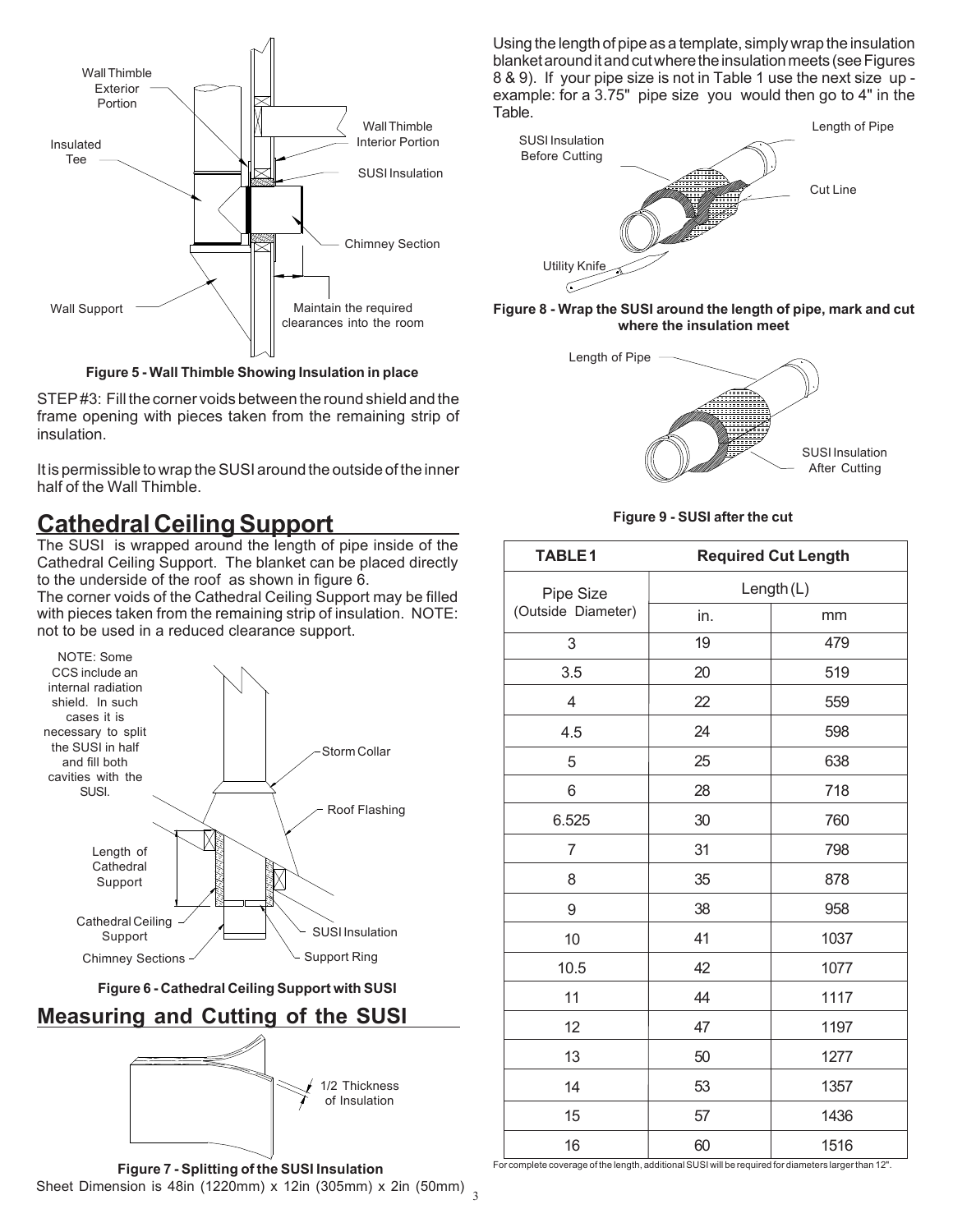Wall Thimble Exterior Portion

Insulated Tee

Wall Thimble Interior Portion

SUSI Insulation

Chimney Section

Wall Support

Maintain the required clearances into the room

**Figure 5 - Wall Thimble Showing Insulation in place**

STEP #3: Fill the corner voids between the round shield and the frame opening with pieces taken from the remaining strip of insulation.

It is permissible to wrap the SUSI around the outside of the inner half of the Wall Thimble.

## Cathedral Ceiling Support

The SUSI is wrapped around the length of pipe inside of the Cathedral Ceiling Support. The blanket can be placed directly to the underside of the roof as shown in figure 6.
The corner voids of the Cathedral Ceiling Support may be filled with pieces taken from the remaining strip of insulation. NOTE: not to be used in a reduced clearance support.

NOTE: Some CCS include an internal radiation shield. In such cases it is necessary to split the SUSI in half and fill both cavities with the SUSI.

Storm Collar

Roof Flashing

Length of Cathedral Support

Cathedral Ceiling Support

SUSI Insulation

Chimney Sections

Support Ring

**Figure 6 - Cathedral Ceiling Support with SUSI**

## Measuring and Cutting of the SUSI

1/2 Thickness of Insulation

**Figure 7 - Splitting of the SUSI Insulation**

Sheet Dimension is 48in (1220mm) x 12in (305mm) x 2in (50mm)

Using the length of pipe as a template, simply wrap the insulation blanket around it and cut where the insulation meets (see Figures 8 & 9). If your pipe size is not in Table 1 use the next size up - example: for a 3.75" pipe size you would then go to 4" in the Table.

SUSI Insulation Before Cutting

Length of Pipe

Cut Line

Utility Knife

**Figure 8 - Wrap the SUSI around the length of pipe, mark and cut where the insulation meet**

Length of Pipe

SUSI Insulation After Cutting

**Figure 9 - SUSI after the cut**

| TABLE 1 | Required Cut Length | |
|---|---|---|
| Pipe Size (Outside Diameter) | Length (L) | |
| | in. | mm |
| 3 | 19 | 479 |
| 3.5 | 20 | 519 |
| 4 | 22 | 559 |
| 4.5 | 24 | 598 |
| 5 | 25 | 638 |
| 6 | 28 | 718 |
| 6.525 | 30 | 760 |
| 7 | 31 | 798 |
| 8 | 35 | 878 |
| 9 | 38 | 958 |
| 10 | 41 | 1037 |
| 10.5 | 42 | 1077 |
| 11 | 44 | 1117 |
| 12 | 47 | 1197 |
| 13 | 50 | 1277 |
| 14 | 53 | 1357 |
| 15 | 57 | 1436 |
| 16 | 60 | 1516 |

For complete coverage of the length, additional SUSI will be required for diameters larger than 12".